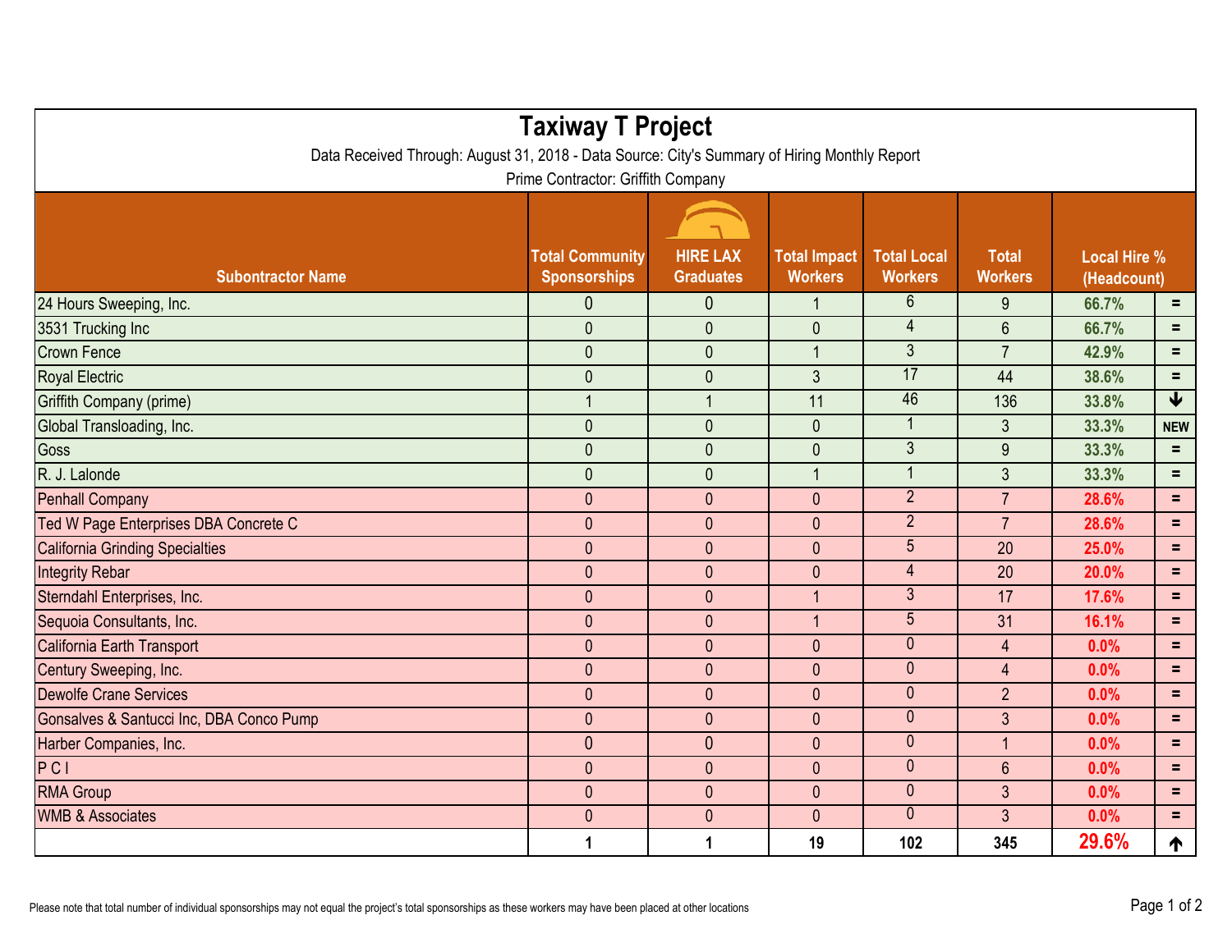# Taxiway T Project

Data Received Through: August 31, 2018 - Data Source: City's Summary of Hiring Monthly Report

Prime Contractor: Griffith Company

| Subontractor Name | Total Community Sponsorships | HIRE LAX Graduates | Total Impact Workers | Total Local Workers | Total Workers | Local Hire % (Headcount) | |
|---|---|---|---|---|---|---|---|
| 24 Hours Sweeping, Inc. | 0 | 0 | 1 | 6 | 9 | 66.7% | = |
| 3531 Trucking Inc | 0 | 0 | 0 | 4 | 6 | 66.7% | = |
| Crown Fence | 0 | 0 | 1 | 3 | 7 | 42.9% | = |
| Royal Electric | 0 | 0 | 3 | 17 | 44 | 38.6% | = |
| Griffith Company (prime) | 1 | 1 | 11 | 46 | 136 | 33.8% | ↓ |
| Global Transloading, Inc. | 0 | 0 | 0 | 1 | 3 | 33.3% | NEW |
| Goss | 0 | 0 | 0 | 3 | 9 | 33.3% | = |
| R. J. Lalonde | 0 | 0 | 1 | 1 | 3 | 33.3% | = |
| Penhall Company | 0 | 0 | 0 | 2 | 7 | 28.6% | = |
| Ted W Page Enterprises DBA Concrete C | 0 | 0 | 0 | 2 | 7 | 28.6% | = |
| California Grinding Specialties | 0 | 0 | 0 | 5 | 20 | 25.0% | = |
| Integrity Rebar | 0 | 0 | 0 | 4 | 20 | 20.0% | = |
| Sterndahl Enterprises, Inc. | 0 | 0 | 1 | 3 | 17 | 17.6% | = |
| Sequoia Consultants, Inc. | 0 | 0 | 1 | 5 | 31 | 16.1% | = |
| California Earth Transport | 0 | 0 | 0 | 0 | 4 | 0.0% | = |
| Century Sweeping, Inc. | 0 | 0 | 0 | 0 | 4 | 0.0% | = |
| Dewolfe Crane Services | 0 | 0 | 0 | 0 | 2 | 0.0% | = |
| Gonsalves & Santucci Inc, DBA Conco Pump | 0 | 0 | 0 | 0 | 3 | 0.0% | = |
| Harber Companies, Inc. | 0 | 0 | 0 | 0 | 1 | 0.0% | = |
| P C I | 0 | 0 | 0 | 0 | 6 | 0.0% | = |
| RMA Group | 0 | 0 | 0 | 0 | 3 | 0.0% | = |
| WMB & Associates | 0 | 0 | 0 | 0 | 3 | 0.0% | = |
| | **1** | **1** | **19** | **102** | **345** | **29.6%** | ↑ |

Please note that total number of individual sponsorships may not equal the project's total sponsorships as these workers may have been placed at other locations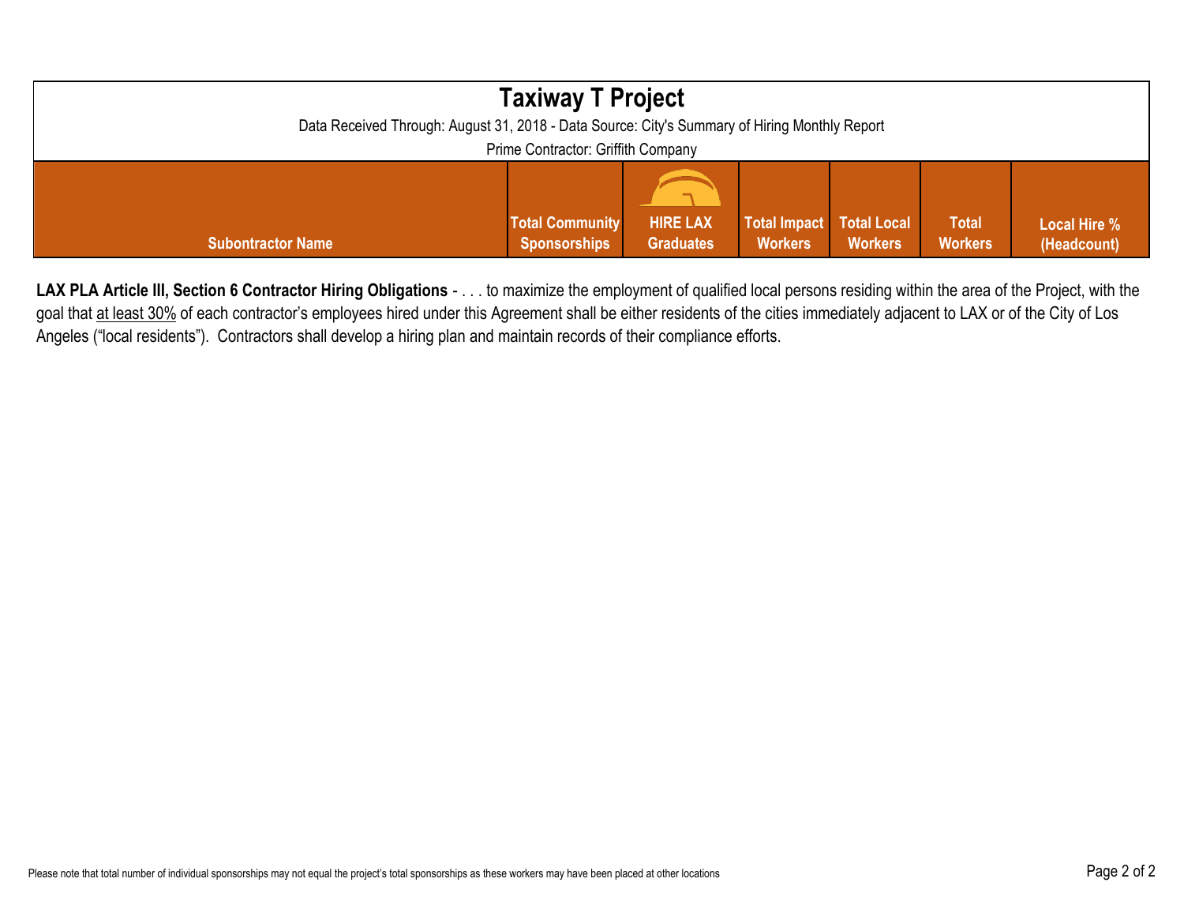# Taxiway T Project

Data Received Through: August 31, 2018 - Data Source: City's Summary of Hiring Monthly Report

Prime Contractor: Griffith Company

| Subontractor Name | Total Community Sponsorships | HIRE LAX Graduates | Total Impact Workers | Total Local Workers | Total Workers | Local Hire % (Headcount) |
|---|---|---|---|---|---|---|

**LAX PLA Article III, Section 6 Contractor Hiring Obligations** - . . . to maximize the employment of qualified local persons residing within the area of the Project, with the goal that at least 30% of each contractor's employees hired under this Agreement shall be either residents of the cities immediately adjacent to LAX or of the City of Los Angeles ("local residents"). Contractors shall develop a hiring plan and maintain records of their compliance efforts.

Please note that total number of individual sponsorships may not equal the project's total sponsorships as these workers may have been placed at other locations